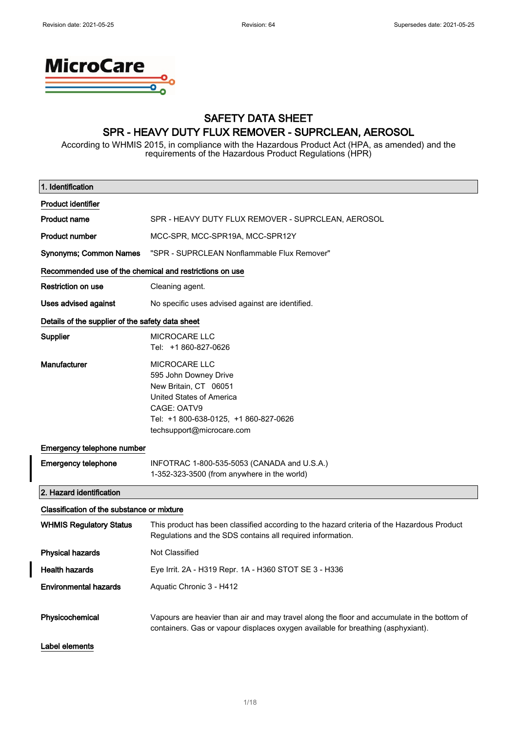# SAFETY DATA SHEET
## SPR - HEAVY DUTY FLUX REMOVER - SUPRCLEAN, AEROSOL

According to WHMIS 2015, in compliance with the Hazardous Product Act (HPA, as amended) and the requirements of the Hazardous Product Regulations (HPR)

### 1. Identification

**Product identifier**

**Product name** SPR - HEAVY DUTY FLUX REMOVER - SUPRCLEAN, AEROSOL

**Product number** MCC-SPR, MCC-SPR19A, MCC-SPR12Y

**Synonyms; Common Names** "SPR - SUPRCLEAN Nonflammable Flux Remover"

**Recommended use of the chemical and restrictions on use**

**Restriction on use** Cleaning agent.

**Uses advised against** No specific uses advised against are identified.

**Details of the supplier of the safety data sheet**

**Supplier**
MICROCARE LLC
Tel: +1 860-827-0626

**Manufacturer**
MICROCARE LLC
595 John Downey Drive
New Britain, CT 06051
United States of America
CAGE: OATV9
Tel: +1 800-638-0125, +1 860-827-0626
techsupport@microcare.com

**Emergency telephone number**

**Emergency telephone**
INFOTRAC 1-800-535-5053 (CANADA and U.S.A.)
1-352-323-3500 (from anywhere in the world)

### 2. Hazard identification

**Classification of the substance or mixture**

**WHMIS Regulatory Status** This product has been classified according to the hazard criteria of the Hazardous Product Regulations and the SDS contains all required information.

**Physical hazards** Not Classified

**Health hazards** Eye Irrit. 2A - H319 Repr. 1A - H360 STOT SE 3 - H336

**Environmental hazards** Aquatic Chronic 3 - H412

**Physicochemical** Vapours are heavier than air and may travel along the floor and accumulate in the bottom of containers. Gas or vapour displaces oxygen available for breathing (asphyxiant).

**Label elements**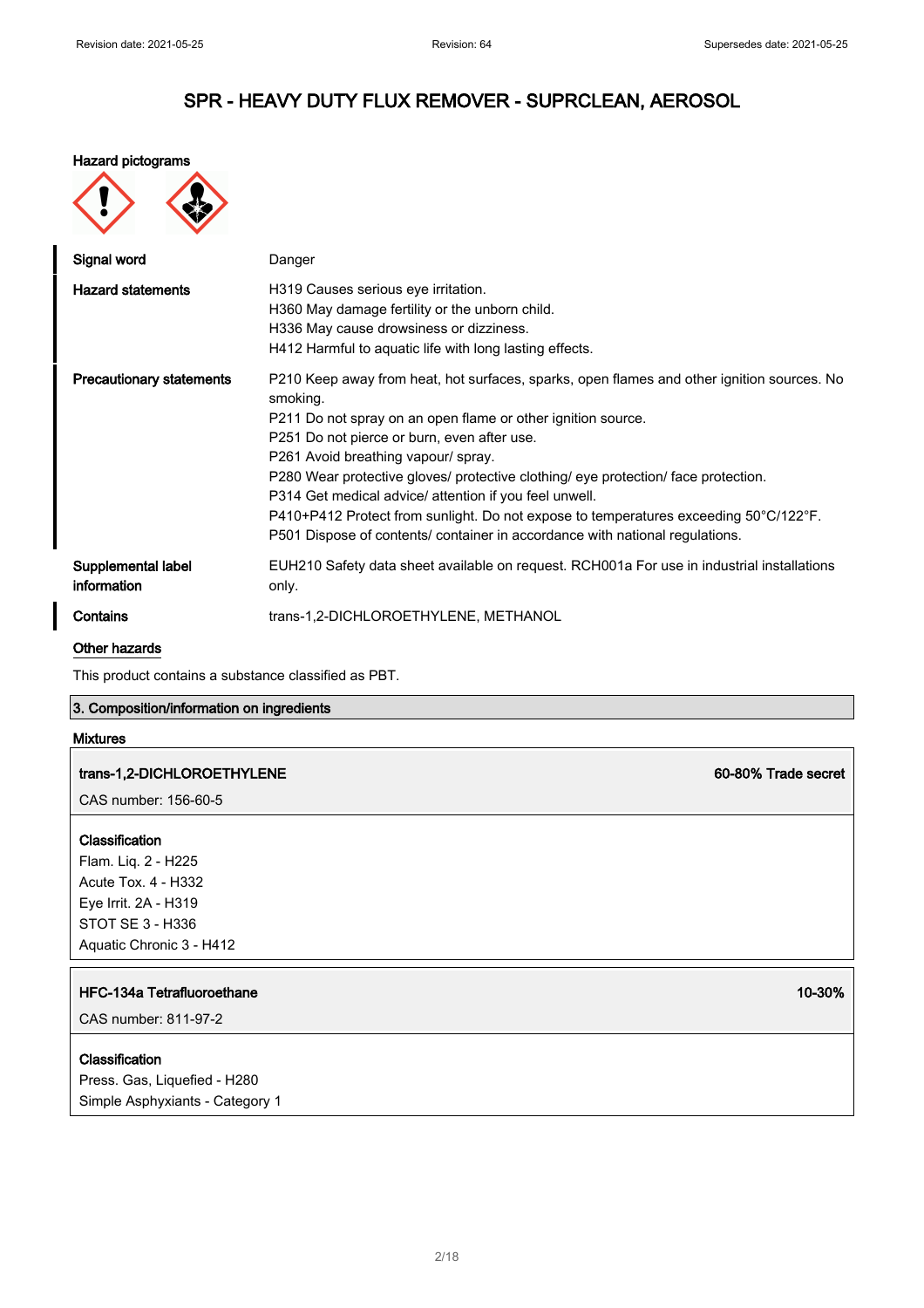# SPR - HEAVY DUTY FLUX REMOVER - SUPRCLEAN, AEROSOL

**Hazard pictograms**

| | |
|---|---|
| **Signal word** | Danger |
| **Hazard statements** | H319 Causes serious eye irritation.<br>H360 May damage fertility or the unborn child.<br>H336 May cause drowsiness or dizziness.<br>H412 Harmful to aquatic life with long lasting effects. |
| **Precautionary statements** | P210 Keep away from heat, hot surfaces, sparks, open flames and other ignition sources. No smoking.<br>P211 Do not spray on an open flame or other ignition source.<br>P251 Do not pierce or burn, even after use.<br>P261 Avoid breathing vapour/ spray.<br>P280 Wear protective gloves/ protective clothing/ eye protection/ face protection.<br>P314 Get medical advice/ attention if you feel unwell.<br>P410+P412 Protect from sunlight. Do not expose to temperatures exceeding 50°C/122°F.<br>P501 Dispose of contents/ container in accordance with national regulations. |
| **Supplemental label information** | EUH210 Safety data sheet available on request. RCH001a For use in industrial installations only. |
| **Contains** | trans-1,2-DICHLOROETHYLENE, METHANOL |

**Other hazards**

This product contains a substance classified as PBT.

## 3. Composition/information on ingredients

**Mixtures**

**trans-1,2-DICHLOROETHYLENE** — **60-80% Trade secret**

CAS number: 156-60-5

**Classification**
Flam. Liq. 2 - H225
Acute Tox. 4 - H332
Eye Irrit. 2A - H319
STOT SE 3 - H336
Aquatic Chronic 3 - H412

**HFC-134a Tetrafluoroethane** — **10-30%**

CAS number: 811-97-2

**Classification**
Press. Gas, Liquefied - H280
Simple Asphyxiants - Category 1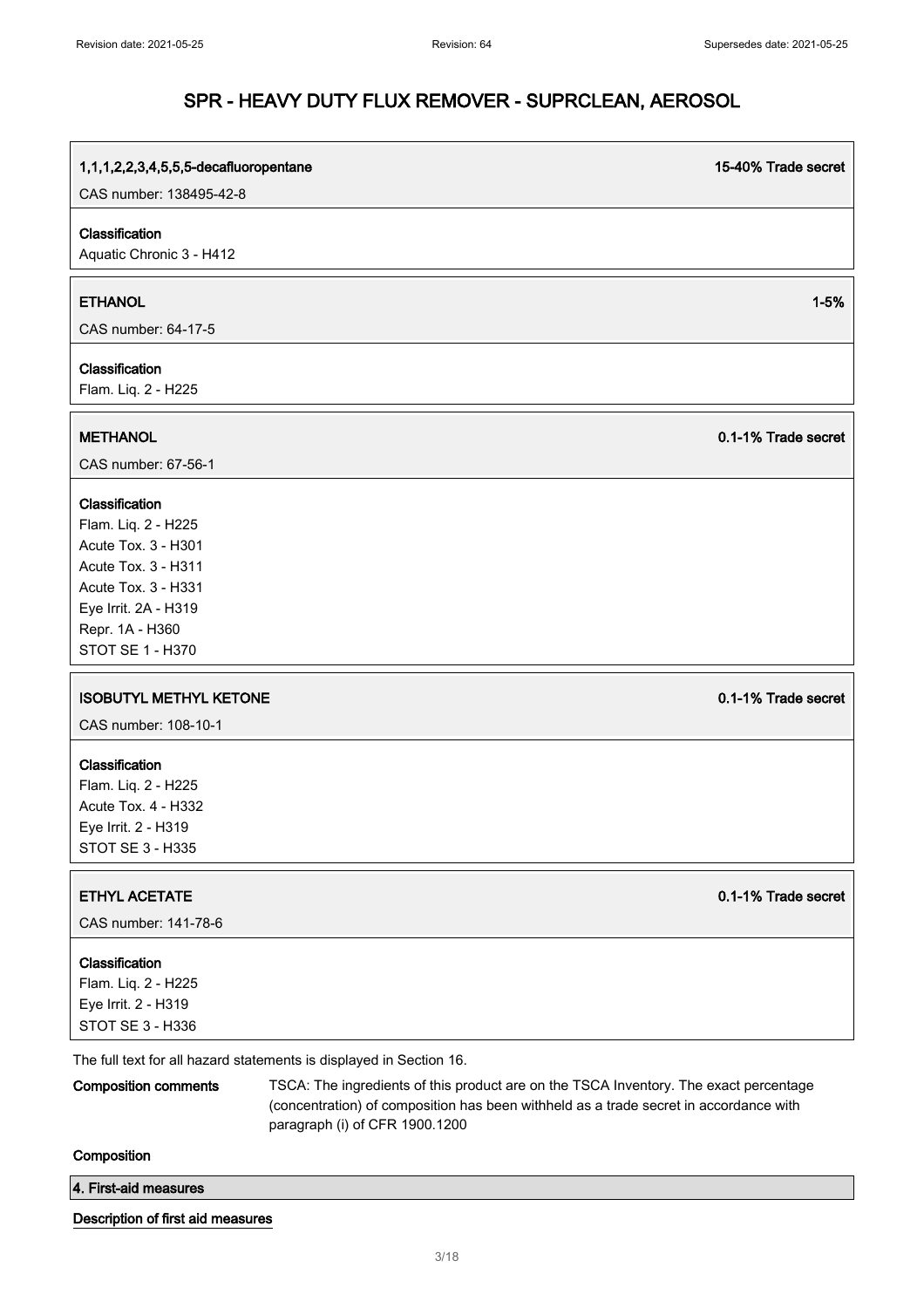**1,1,1,2,2,3,4,5,5,5-decafluoropentane** — 15-40% Trade secret

CAS number: 138495-42-8

**Classification**

Aquatic Chronic 3 - H412

**ETHANOL** — 1-5%

CAS number: 64-17-5

**Classification**

Flam. Liq. 2 - H225

**METHANOL** — 0.1-1% Trade secret

CAS number: 67-56-1

**Classification**

Flam. Liq. 2 - H225
Acute Tox. 3 - H301
Acute Tox. 3 - H311
Acute Tox. 3 - H331
Eye Irrit. 2A - H319
Repr. 1A - H360
STOT SE 1 - H370

**ISOBUTYL METHYL KETONE** — 0.1-1% Trade secret

CAS number: 108-10-1

**Classification**

Flam. Liq. 2 - H225
Acute Tox. 4 - H332
Eye Irrit. 2 - H319
STOT SE 3 - H335

**ETHYL ACETATE** — 0.1-1% Trade secret

CAS number: 141-78-6

**Classification**

Flam. Liq. 2 - H225
Eye Irrit. 2 - H319
STOT SE 3 - H336

The full text for all hazard statements is displayed in Section 16.

**Composition comments** TSCA: The ingredients of this product are on the TSCA Inventory. The exact percentage (concentration) of composition has been withheld as a trade secret in accordance with paragraph (i) of CFR 1900.1200

**Composition**

## 4. First-aid measures

**Description of first aid measures**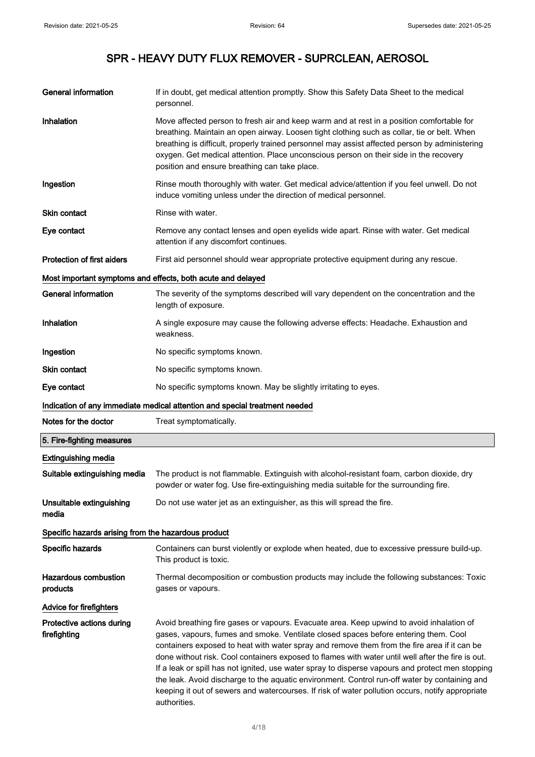| | |
|---|---|
| **General information** | If in doubt, get medical attention promptly. Show this Safety Data Sheet to the medical personnel. |
| **Inhalation** | Move affected person to fresh air and keep warm and at rest in a position comfortable for breathing. Maintain an open airway. Loosen tight clothing such as collar, tie or belt. When breathing is difficult, properly trained personnel may assist affected person by administering oxygen. Get medical attention. Place unconscious person on their side in the recovery position and ensure breathing can take place. |
| **Ingestion** | Rinse mouth thoroughly with water. Get medical advice/attention if you feel unwell. Do not induce vomiting unless under the direction of medical personnel. |
| **Skin contact** | Rinse with water. |
| **Eye contact** | Remove any contact lenses and open eyelids wide apart. Rinse with water. Get medical attention if any discomfort continues. |
| **Protection of first aiders** | First aid personnel should wear appropriate protective equipment during any rescue. |

**Most important symptoms and effects, both acute and delayed**

| | |
|---|---|
| **General information** | The severity of the symptoms described will vary dependent on the concentration and the length of exposure. |
| **Inhalation** | A single exposure may cause the following adverse effects: Headache. Exhaustion and weakness. |
| **Ingestion** | No specific symptoms known. |
| **Skin contact** | No specific symptoms known. |
| **Eye contact** | No specific symptoms known. May be slightly irritating to eyes. |

**Indication of any immediate medical attention and special treatment needed**

| | |
|---|---|
| **Notes for the doctor** | Treat symptomatically. |

## 5. Fire-fighting measures

**Extinguishing media**

| | |
|---|---|
| **Suitable extinguishing media** | The product is not flammable. Extinguish with alcohol-resistant foam, carbon dioxide, dry powder or water fog. Use fire-extinguishing media suitable for the surrounding fire. |
| **Unsuitable extinguishing media** | Do not use water jet as an extinguisher, as this will spread the fire. |

**Specific hazards arising from the hazardous product**

| | |
|---|---|
| **Specific hazards** | Containers can burst violently or explode when heated, due to excessive pressure build-up. This product is toxic. |
| **Hazardous combustion products** | Thermal decomposition or combustion products may include the following substances: Toxic gases or vapours. |

**Advice for firefighters**

| | |
|---|---|
| **Protective actions during firefighting** | Avoid breathing fire gases or vapours. Evacuate area. Keep upwind to avoid inhalation of gases, vapours, fumes and smoke. Ventilate closed spaces before entering them. Cool containers exposed to heat with water spray and remove them from the fire area if it can be done without risk. Cool containers exposed to flames with water until well after the fire is out. If a leak or spill has not ignited, use water spray to disperse vapours and protect men stopping the leak. Avoid discharge to the aquatic environment. Control run-off water by containing and keeping it out of sewers and watercourses. If risk of water pollution occurs, notify appropriate authorities. |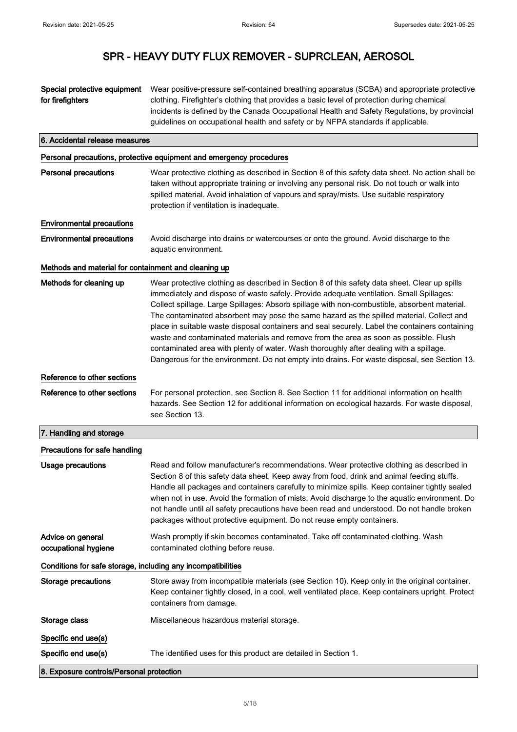| | |
|---|---|
| **Special protective equipment for firefighters** | Wear positive-pressure self-contained breathing apparatus (SCBA) and appropriate protective clothing. Firefighter's clothing that provides a basic level of protection during chemical incidents is defined by the Canada Occupational Health and Safety Regulations, by provincial guidelines on occupational health and safety or by NFPA standards if applicable. |

## 6. Accidental release measures

### Personal precautions, protective equipment and emergency procedures

| | |
|---|---|
| **Personal precautions** | Wear protective clothing as described in Section 8 of this safety data sheet. No action shall be taken without appropriate training or involving any personal risk. Do not touch or walk into spilled material. Avoid inhalation of vapours and spray/mists. Use suitable respiratory protection if ventilation is inadequate. |

### Environmental precautions

| | |
|---|---|
| **Environmental precautions** | Avoid discharge into drains or watercourses or onto the ground. Avoid discharge to the aquatic environment. |

### Methods and material for containment and cleaning up

| | |
|---|---|
| **Methods for cleaning up** | Wear protective clothing as described in Section 8 of this safety data sheet. Clear up spills immediately and dispose of waste safely. Provide adequate ventilation. Small Spillages: Collect spillage. Large Spillages: Absorb spillage with non-combustible, absorbent material. The contaminated absorbent may pose the same hazard as the spilled material. Collect and place in suitable waste disposal containers and seal securely. Label the containers containing waste and contaminated materials and remove from the area as soon as possible. Flush contaminated area with plenty of water. Wash thoroughly after dealing with a spillage. Dangerous for the environment. Do not empty into drains. For waste disposal, see Section 13. |

### Reference to other sections

| | |
|---|---|
| **Reference to other sections** | For personal protection, see Section 8. See Section 11 for additional information on health hazards. See Section 12 for additional information on ecological hazards. For waste disposal, see Section 13. |

## 7. Handling and storage

### Precautions for safe handling

| | |
|---|---|
| **Usage precautions** | Read and follow manufacturer's recommendations. Wear protective clothing as described in Section 8 of this safety data sheet. Keep away from food, drink and animal feeding stuffs. Handle all packages and containers carefully to minimize spills. Keep container tightly sealed when not in use. Avoid the formation of mists. Avoid discharge to the aquatic environment. Do not handle until all safety precautions have been read and understood. Do not handle broken packages without protective equipment. Do not reuse empty containers. |
| **Advice on general occupational hygiene** | Wash promptly if skin becomes contaminated. Take off contaminated clothing. Wash contaminated clothing before reuse. |

### Conditions for safe storage, including any incompatibilities

| | |
|---|---|
| **Storage precautions** | Store away from incompatible materials (see Section 10). Keep only in the original container. Keep container tightly closed, in a cool, well ventilated place. Keep containers upright. Protect containers from damage. |
| **Storage class** | Miscellaneous hazardous material storage. |

### Specific end use(s)

| | |
|---|---|
| **Specific end use(s)** | The identified uses for this product are detailed in Section 1. |

## 8. Exposure controls/Personal protection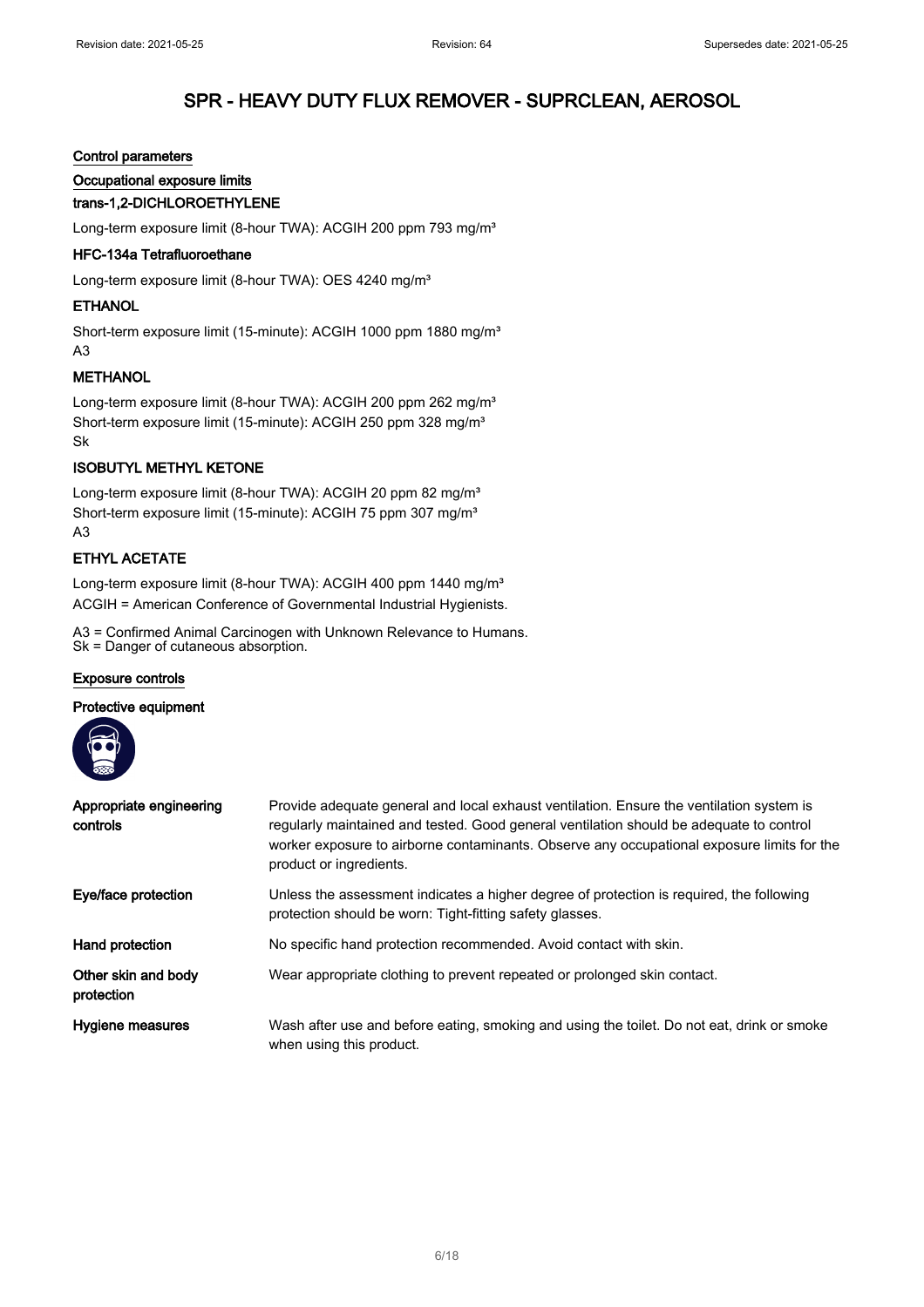# SPR - HEAVY DUTY FLUX REMOVER - SUPRCLEAN, AEROSOL

## Control parameters

### Occupational exposure limits

#### trans-1,2-DICHLOROETHYLENE

Long-term exposure limit (8-hour TWA): ACGIH 200 ppm 793 mg/m³

#### HFC-134a Tetrafluoroethane

Long-term exposure limit (8-hour TWA): OES 4240 mg/m³

#### ETHANOL

Short-term exposure limit (15-minute): ACGIH 1000 ppm 1880 mg/m³
A3

#### METHANOL

Long-term exposure limit (8-hour TWA): ACGIH 200 ppm 262 mg/m³
Short-term exposure limit (15-minute): ACGIH 250 ppm 328 mg/m³
Sk

#### ISOBUTYL METHYL KETONE

Long-term exposure limit (8-hour TWA): ACGIH 20 ppm 82 mg/m³
Short-term exposure limit (15-minute): ACGIH 75 ppm 307 mg/m³
A3

#### ETHYL ACETATE

Long-term exposure limit (8-hour TWA): ACGIH 400 ppm 1440 mg/m³
ACGIH = American Conference of Governmental Industrial Hygienists.

A3 = Confirmed Animal Carcinogen with Unknown Relevance to Humans.
Sk = Danger of cutaneous absorption.

## Exposure controls

### Protective equipment

| | |
|---|---|
| **Appropriate engineering controls** | Provide adequate general and local exhaust ventilation. Ensure the ventilation system is regularly maintained and tested. Good general ventilation should be adequate to control worker exposure to airborne contaminants. Observe any occupational exposure limits for the product or ingredients. |
| **Eye/face protection** | Unless the assessment indicates a higher degree of protection is required, the following protection should be worn: Tight-fitting safety glasses. |
| **Hand protection** | No specific hand protection recommended. Avoid contact with skin. |
| **Other skin and body protection** | Wear appropriate clothing to prevent repeated or prolonged skin contact. |
| **Hygiene measures** | Wash after use and before eating, smoking and using the toilet. Do not eat, drink or smoke when using this product. |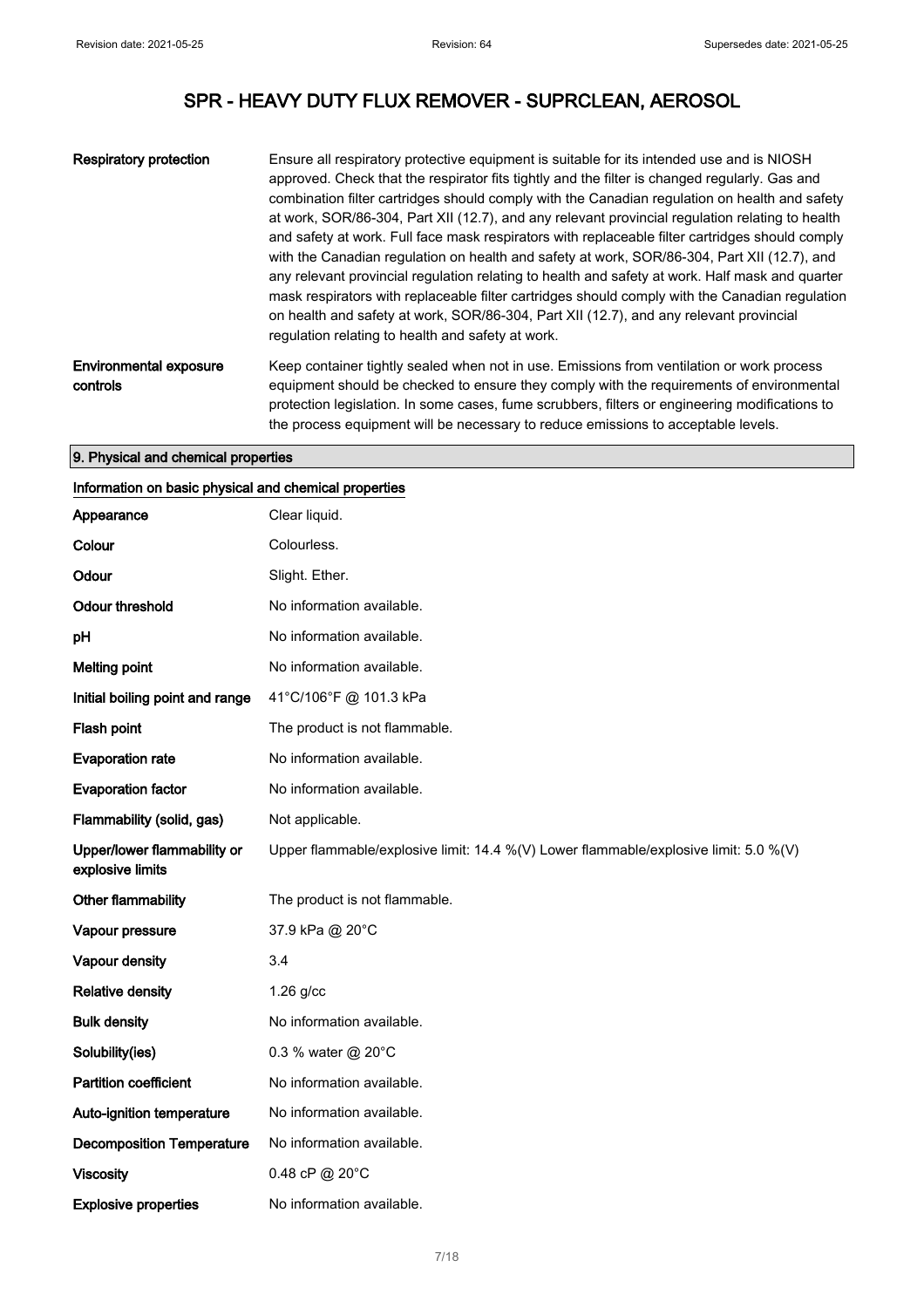| | |
|---|---|
| **Respiratory protection** | Ensure all respiratory protective equipment is suitable for its intended use and is NIOSH approved. Check that the respirator fits tightly and the filter is changed regularly. Gas and combination filter cartridges should comply with the Canadian regulation on health and safety at work, SOR/86-304, Part XII (12.7), and any relevant provincial regulation relating to health and safety at work. Full face mask respirators with replaceable filter cartridges should comply with the Canadian regulation on health and safety at work, SOR/86-304, Part XII (12.7), and any relevant provincial regulation relating to health and safety at work. Half mask and quarter mask respirators with replaceable filter cartridges should comply with the Canadian regulation on health and safety at work, SOR/86-304, Part XII (12.7), and any relevant provincial regulation relating to health and safety at work. |
| **Environmental exposure controls** | Keep container tightly sealed when not in use. Emissions from ventilation or work process equipment should be checked to ensure they comply with the requirements of environmental protection legislation. In some cases, fume scrubbers, filters or engineering modifications to the process equipment will be necessary to reduce emissions to acceptable levels. |

## 9. Physical and chemical properties

### Information on basic physical and chemical properties

| | |
|---|---|
| **Appearance** | Clear liquid. |
| **Colour** | Colourless. |
| **Odour** | Slight. Ether. |
| **Odour threshold** | No information available. |
| **pH** | No information available. |
| **Melting point** | No information available. |
| **Initial boiling point and range** | 41°C/106°F @ 101.3 kPa |
| **Flash point** | The product is not flammable. |
| **Evaporation rate** | No information available. |
| **Evaporation factor** | No information available. |
| **Flammability (solid, gas)** | Not applicable. |
| **Upper/lower flammability or explosive limits** | Upper flammable/explosive limit: 14.4 %(V) Lower flammable/explosive limit: 5.0 %(V) |
| **Other flammability** | The product is not flammable. |
| **Vapour pressure** | 37.9 kPa @ 20°C |
| **Vapour density** | 3.4 |
| **Relative density** | 1.26 g/cc |
| **Bulk density** | No information available. |
| **Solubility(ies)** | 0.3 % water @ 20°C |
| **Partition coefficient** | No information available. |
| **Auto-ignition temperature** | No information available. |
| **Decomposition Temperature** | No information available. |
| **Viscosity** | 0.48 cP @ 20°C |
| **Explosive properties** | No information available. |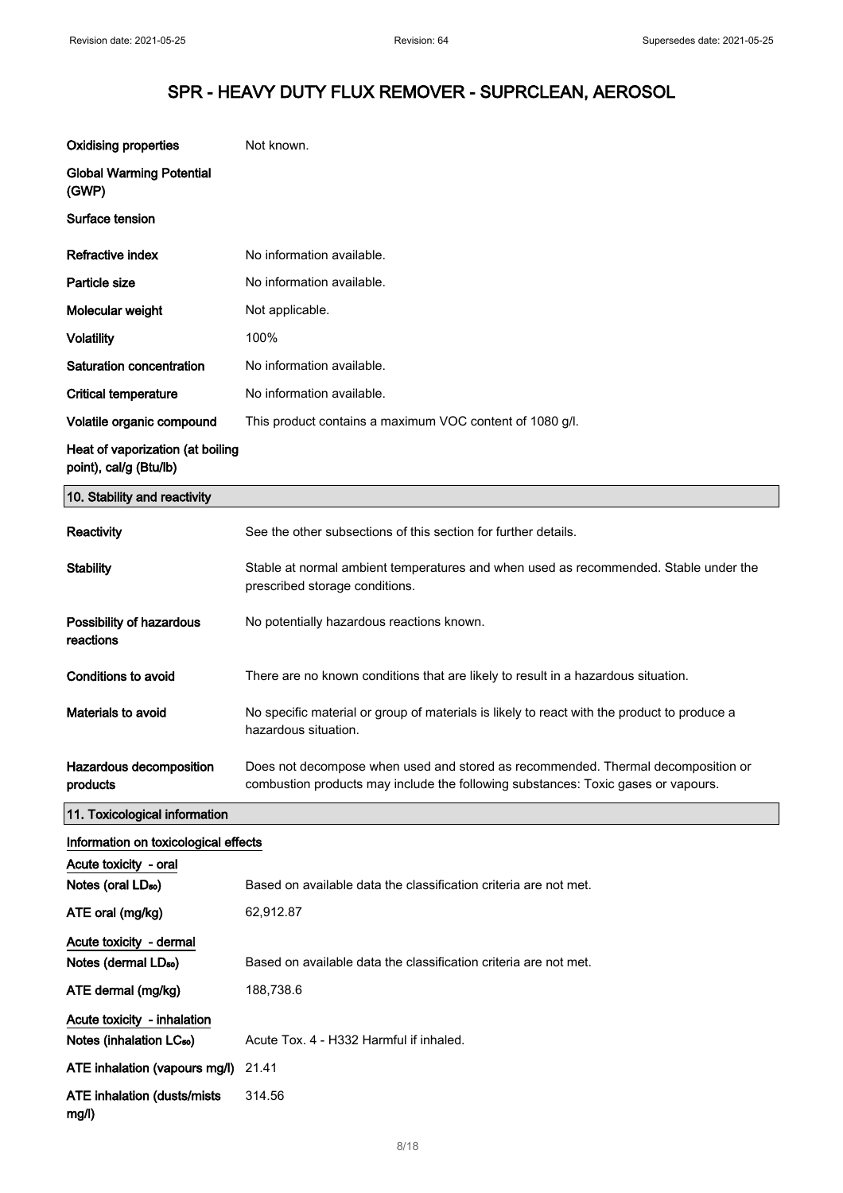| | |
|---|---|
| **Oxidising properties** | Not known. |
| **Global Warming Potential (GWP)** | |
| **Surface tension** | |
| **Refractive index** | No information available. |
| **Particle size** | No information available. |
| **Molecular weight** | Not applicable. |
| **Volatility** | 100% |
| **Saturation concentration** | No information available. |
| **Critical temperature** | No information available. |
| **Volatile organic compound** | This product contains a maximum VOC content of 1080 g/l. |
| **Heat of vaporization (at boiling point), cal/g (Btu/lb)** | |

## 10. Stability and reactivity

| | |
|---|---|
| **Reactivity** | See the other subsections of this section for further details. |
| **Stability** | Stable at normal ambient temperatures and when used as recommended. Stable under the prescribed storage conditions. |
| **Possibility of hazardous reactions** | No potentially hazardous reactions known. |
| **Conditions to avoid** | There are no known conditions that are likely to result in a hazardous situation. |
| **Materials to avoid** | No specific material or group of materials is likely to react with the product to produce a hazardous situation. |
| **Hazardous decomposition products** | Does not decompose when used and stored as recommended. Thermal decomposition or combustion products may include the following substances: Toxic gases or vapours. |

## 11. Toxicological information

**Information on toxicological effects**

**Acute toxicity - oral**

| | |
|---|---|
| **Notes (oral $LD_{50}$)** | Based on available data the classification criteria are not met. |
| **ATE oral (mg/kg)** | 62,912.87 |

**Acute toxicity - dermal**

| | |
|---|---|
| **Notes (dermal $LD_{50}$)** | Based on available data the classification criteria are not met. |
| **ATE dermal (mg/kg)** | 188,738.6 |

**Acute toxicity - inhalation**

| | |
|---|---|
| **Notes (inhalation $LC_{50}$)** | Acute Tox. 4 - H332 Harmful if inhaled. |
| **ATE inhalation (vapours mg/l)** | 21.41 |
| **ATE inhalation (dusts/mists mg/l)** | 314.56 |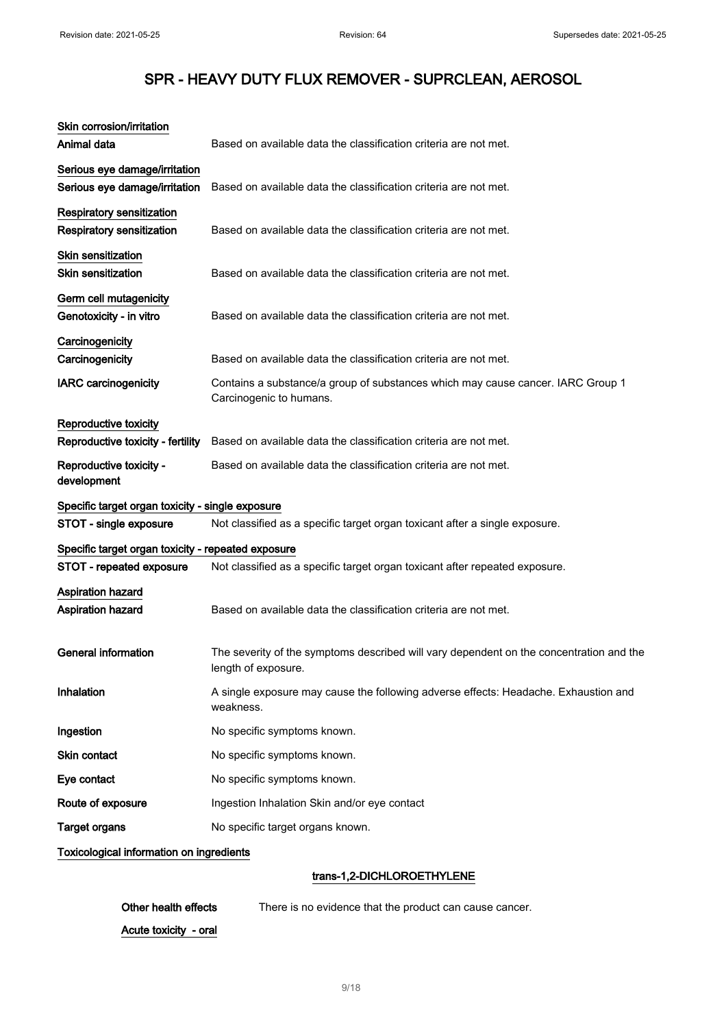# SPR - HEAVY DUTY FLUX REMOVER - SUPRCLEAN, AEROSOL

**Skin corrosion/irritation**

| | |
|---|---|
| **Animal data** | Based on available data the classification criteria are not met. |

**Serious eye damage/irritation**

| | |
|---|---|
| **Serious eye damage/irritation** | Based on available data the classification criteria are not met. |

**Respiratory sensitization**

| | |
|---|---|
| **Respiratory sensitization** | Based on available data the classification criteria are not met. |

**Skin sensitization**

| | |
|---|---|
| **Skin sensitization** | Based on available data the classification criteria are not met. |

**Germ cell mutagenicity**

| | |
|---|---|
| **Genotoxicity - in vitro** | Based on available data the classification criteria are not met. |

**Carcinogenicity**

| | |
|---|---|
| **Carcinogenicity** | Based on available data the classification criteria are not met. |
| **IARC carcinogenicity** | Contains a substance/a group of substances which may cause cancer. IARC Group 1 Carcinogenic to humans. |

**Reproductive toxicity**

| | |
|---|---|
| **Reproductive toxicity - fertility** | Based on available data the classification criteria are not met. |
| **Reproductive toxicity - development** | Based on available data the classification criteria are not met. |

**Specific target organ toxicity - single exposure**

| | |
|---|---|
| **STOT - single exposure** | Not classified as a specific target organ toxicant after a single exposure. |

**Specific target organ toxicity - repeated exposure**

| | |
|---|---|
| **STOT - repeated exposure** | Not classified as a specific target organ toxicant after repeated exposure. |

**Aspiration hazard**

| | |
|---|---|
| **Aspiration hazard** | Based on available data the classification criteria are not met. |

| | |
|---|---|
| **General information** | The severity of the symptoms described will vary dependent on the concentration and the length of exposure. |
| **Inhalation** | A single exposure may cause the following adverse effects: Headache. Exhaustion and weakness. |
| **Ingestion** | No specific symptoms known. |
| **Skin contact** | No specific symptoms known. |
| **Eye contact** | No specific symptoms known. |
| **Route of exposure** | Ingestion Inhalation Skin and/or eye contact |
| **Target organs** | No specific target organs known. |

**Toxicological information on ingredients**

**trans-1,2-DICHLOROETHYLENE**

| | |
|---|---|
| **Other health effects** | There is no evidence that the product can cause cancer. |

**Acute toxicity - oral**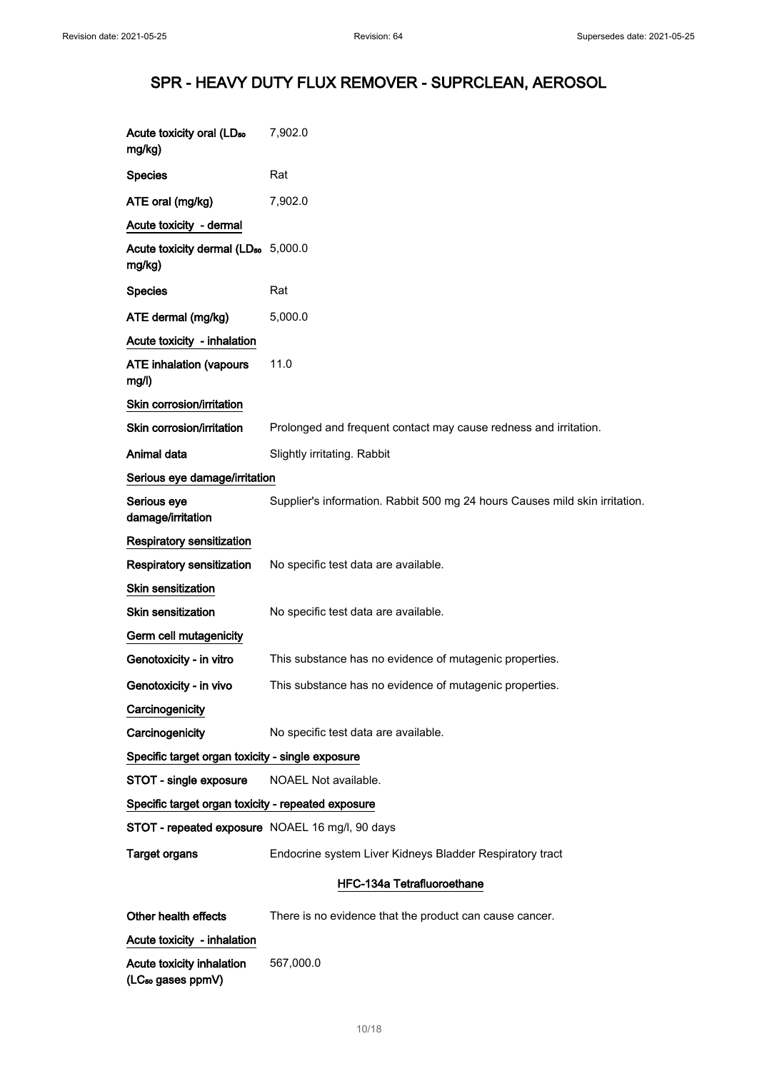# SPR - HEAVY DUTY FLUX REMOVER - SUPRCLEAN, AEROSOL

| | |
|---|---|
| Acute toxicity oral ($LD_{50}$ mg/kg) | 7,902.0 |
| Species | Rat |
| ATE oral (mg/kg) | 7,902.0 |

**Acute toxicity - dermal**

| | |
|---|---|
| Acute toxicity dermal ($LD_{50}$ mg/kg) | 5,000.0 |
| Species | Rat |
| ATE dermal (mg/kg) | 5,000.0 |

**Acute toxicity - inhalation**

| | |
|---|---|
| ATE inhalation (vapours mg/l) | 11.0 |

**Skin corrosion/irritation**

| | |
|---|---|
| Skin corrosion/irritation | Prolonged and frequent contact may cause redness and irritation. |
| Animal data | Slightly irritating. Rabbit |

**Serious eye damage/irritation**

| | |
|---|---|
| Serious eye damage/irritation | Supplier's information. Rabbit 500 mg 24 hours Causes mild skin irritation. |

**Respiratory sensitization**

| | |
|---|---|
| Respiratory sensitization | No specific test data are available. |

**Skin sensitization**

| | |
|---|---|
| Skin sensitization | No specific test data are available. |

**Germ cell mutagenicity**

| | |
|---|---|
| Genotoxicity - in vitro | This substance has no evidence of mutagenic properties. |
| Genotoxicity - in vivo | This substance has no evidence of mutagenic properties. |

**Carcinogenicity**

| | |
|---|---|
| Carcinogenicity | No specific test data are available. |

**Specific target organ toxicity - single exposure**

| | |
|---|---|
| STOT - single exposure | NOAEL Not available. |

**Specific target organ toxicity - repeated exposure**

| | |
|---|---|
| STOT - repeated exposure | NOAEL 16 mg/l, 90 days |
| Target organs | Endocrine system Liver Kidneys Bladder Respiratory tract |

## HFC-134a Tetrafluoroethane

| | |
|---|---|
| Other health effects | There is no evidence that the product can cause cancer. |

**Acute toxicity - inhalation**

| | |
|---|---|
| Acute toxicity inhalation ($LC_{50}$ gases ppmV) | 567,000.0 |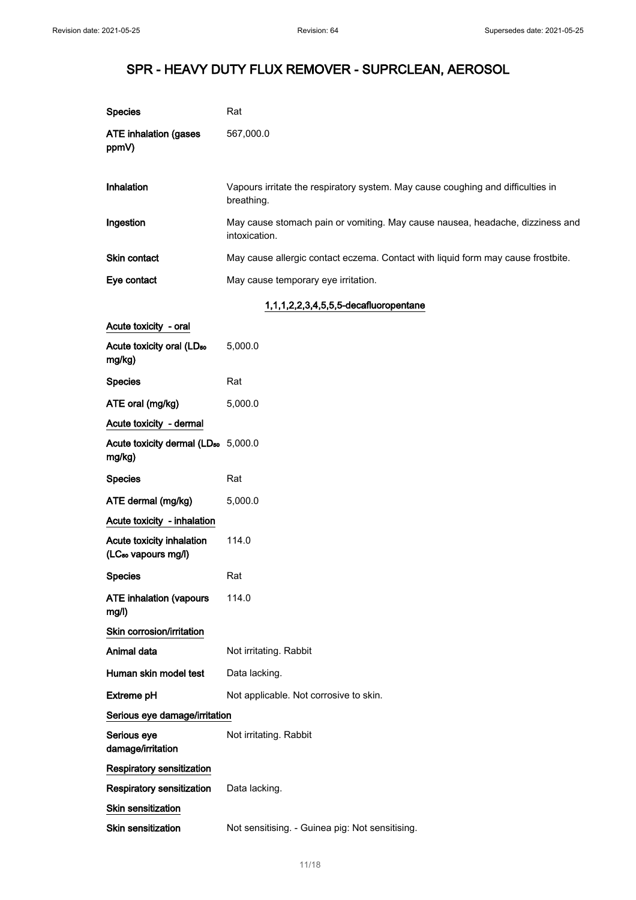| | |
|---|---|
| **Species** | Rat |
| **ATE inhalation (gases ppmV)** | 567,000.0 |

| | |
|---|---|
| **Inhalation** | Vapours irritate the respiratory system. May cause coughing and difficulties in breathing. |
| **Ingestion** | May cause stomach pain or vomiting. May cause nausea, headache, dizziness and intoxication. |
| **Skin contact** | May cause allergic contact eczema. Contact with liquid form may cause frostbite. |
| **Eye contact** | May cause temporary eye irritation. |

### 1,1,1,2,2,3,4,5,5,5-decafluoropentane

**Acute toxicity - oral**

| | |
|---|---|
| **Acute toxicity oral ($LD_{50}$ mg/kg)** | 5,000.0 |
| **Species** | Rat |
| **ATE oral (mg/kg)** | 5,000.0 |

**Acute toxicity - dermal**

| | |
|---|---|
| **Acute toxicity dermal ($LD_{50}$ mg/kg)** | 5,000.0 |
| **Species** | Rat |
| **ATE dermal (mg/kg)** | 5,000.0 |

**Acute toxicity - inhalation**

| | |
|---|---|
| **Acute toxicity inhalation ($LC_{50}$ vapours mg/l)** | 114.0 |
| **Species** | Rat |
| **ATE inhalation (vapours mg/l)** | 114.0 |

**Skin corrosion/irritation**

| | |
|---|---|
| **Animal data** | Not irritating. Rabbit |
| **Human skin model test** | Data lacking. |
| **Extreme pH** | Not applicable. Not corrosive to skin. |

**Serious eye damage/irritation**

| | |
|---|---|
| **Serious eye damage/irritation** | Not irritating. Rabbit |

**Respiratory sensitization**

| | |
|---|---|
| **Respiratory sensitization** | Data lacking. |

**Skin sensitization**

| | |
|---|---|
| **Skin sensitization** | Not sensitising. - Guinea pig: Not sensitising. |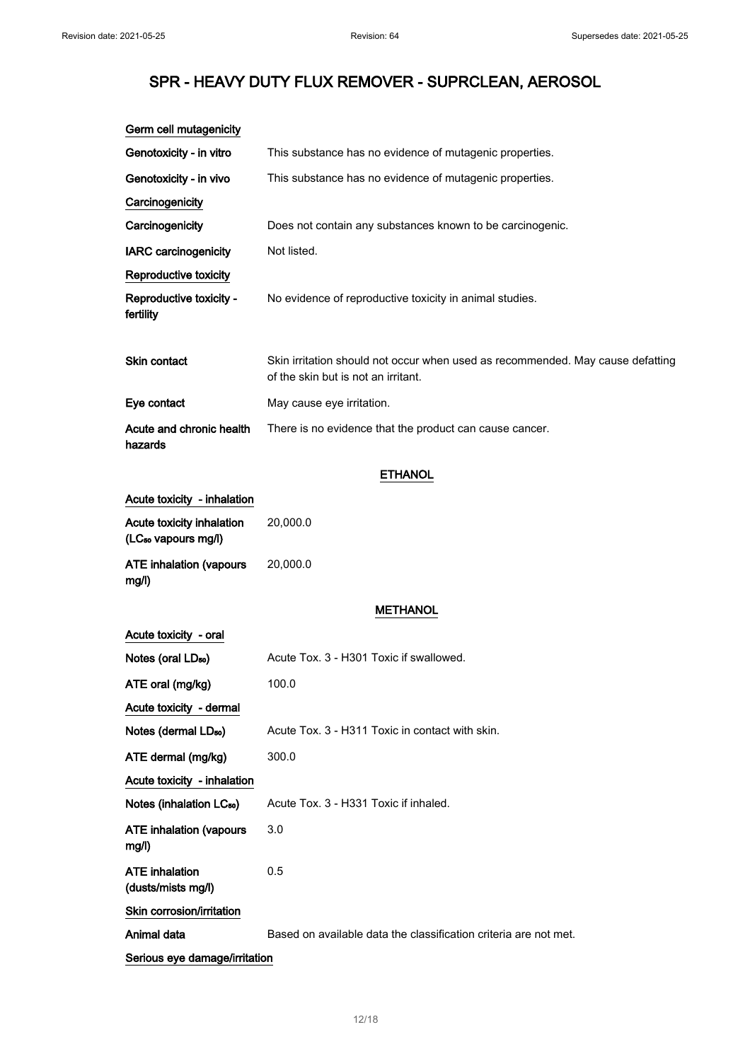# SPR - HEAVY DUTY FLUX REMOVER - SUPRCLEAN, AEROSOL

**Germ cell mutagenicity**

| | |
|---|---|
| **Genotoxicity - in vitro** | This substance has no evidence of mutagenic properties. |
| **Genotoxicity - in vivo** | This substance has no evidence of mutagenic properties. |

**Carcinogenicity**

| | |
|---|---|
| **Carcinogenicity** | Does not contain any substances known to be carcinogenic. |
| **IARC carcinogenicity** | Not listed. |

**Reproductive toxicity**

| | |
|---|---|
| **Reproductive toxicity - fertility** | No evidence of reproductive toxicity in animal studies. |
| **Skin contact** | Skin irritation should not occur when used as recommended. May cause defatting of the skin but is not an irritant. |
| **Eye contact** | May cause eye irritation. |
| **Acute and chronic health hazards** | There is no evidence that the product can cause cancer. |

## ETHANOL

**Acute toxicity - inhalation**

| | |
|---|---|
| **Acute toxicity inhalation ($LC_{50}$ vapours mg/l)** | 20,000.0 |
| **ATE inhalation (vapours mg/l)** | 20,000.0 |

## METHANOL

**Acute toxicity - oral**

| | |
|---|---|
| **Notes (oral $LD_{50}$)** | Acute Tox. 3 - H301 Toxic if swallowed. |
| **ATE oral (mg/kg)** | 100.0 |

**Acute toxicity - dermal**

| | |
|---|---|
| **Notes (dermal $LD_{50}$)** | Acute Tox. 3 - H311 Toxic in contact with skin. |
| **ATE dermal (mg/kg)** | 300.0 |

**Acute toxicity - inhalation**

| | |
|---|---|
| **Notes (inhalation $LC_{50}$)** | Acute Tox. 3 - H331 Toxic if inhaled. |
| **ATE inhalation (vapours mg/l)** | 3.0 |
| **ATE inhalation (dusts/mists mg/l)** | 0.5 |

**Skin corrosion/irritation**

| | |
|---|---|
| **Animal data** | Based on available data the classification criteria are not met. |

**Serious eye damage/irritation**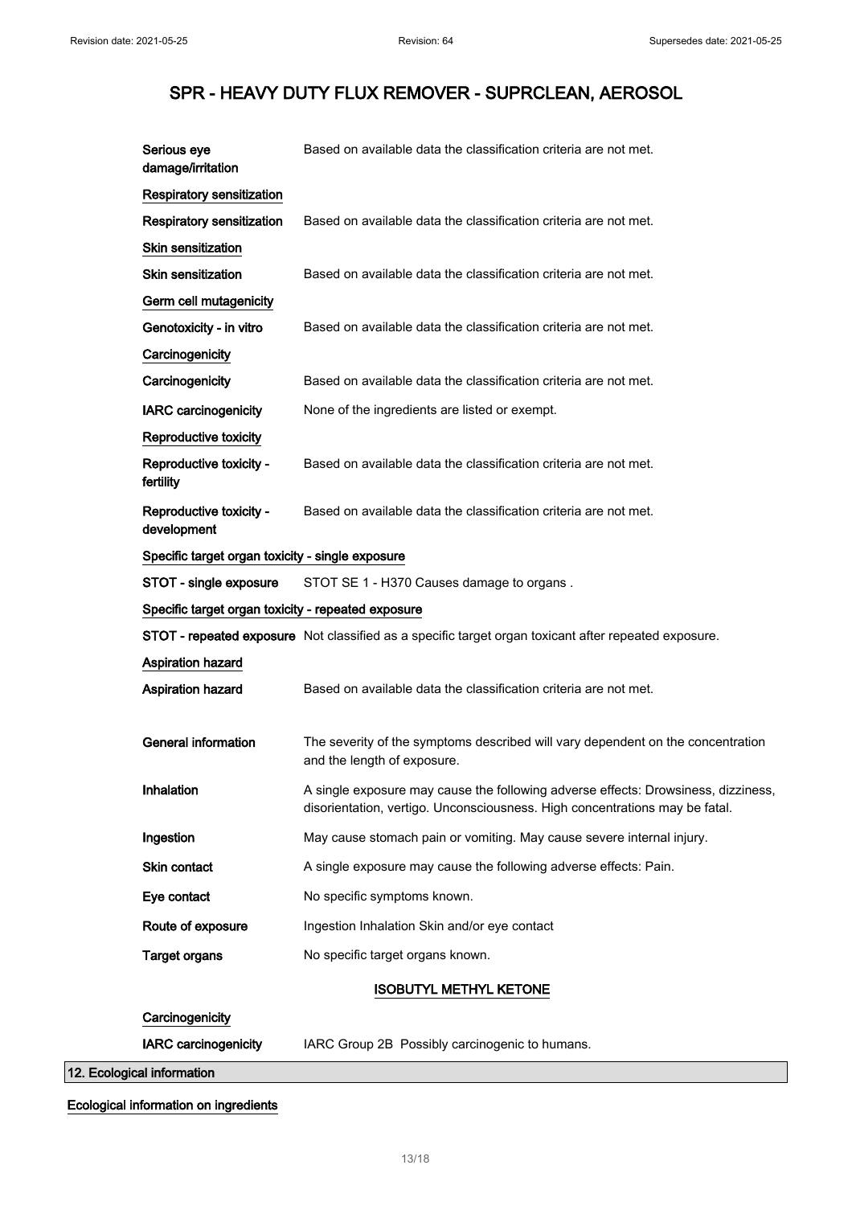# SPR - HEAVY DUTY FLUX REMOVER - SUPRCLEAN, AEROSOL

| | |
|---|---|
| Serious eye damage/irritation | Based on available data the classification criteria are not met. |

**Respiratory sensitization**

| | |
|---|---|
| Respiratory sensitization | Based on available data the classification criteria are not met. |

**Skin sensitization**

| | |
|---|---|
| Skin sensitization | Based on available data the classification criteria are not met. |

**Germ cell mutagenicity**

| | |
|---|---|
| Genotoxicity - in vitro | Based on available data the classification criteria are not met. |

**Carcinogenicity**

| | |
|---|---|
| Carcinogenicity | Based on available data the classification criteria are not met. |
| IARC carcinogenicity | None of the ingredients are listed or exempt. |

**Reproductive toxicity**

| | |
|---|---|
| Reproductive toxicity - fertility | Based on available data the classification criteria are not met. |
| Reproductive toxicity - development | Based on available data the classification criteria are not met. |

**Specific target organ toxicity - single exposure**

| | |
|---|---|
| STOT - single exposure | STOT SE 1 - H370 Causes damage to organs . |

**Specific target organ toxicity - repeated exposure**

| | |
|---|---|
| STOT - repeated exposure | Not classified as a specific target organ toxicant after repeated exposure. |

**Aspiration hazard**

| | |
|---|---|
| Aspiration hazard | Based on available data the classification criteria are not met. |

| | |
|---|---|
| General information | The severity of the symptoms described will vary dependent on the concentration and the length of exposure. |
| Inhalation | A single exposure may cause the following adverse effects: Drowsiness, dizziness, disorientation, vertigo. Unconsciousness. High concentrations may be fatal. |
| Ingestion | May cause stomach pain or vomiting. May cause severe internal injury. |
| Skin contact | A single exposure may cause the following adverse effects: Pain. |
| Eye contact | No specific symptoms known. |
| Route of exposure | Ingestion Inhalation Skin and/or eye contact |
| Target organs | No specific target organs known. |

**ISOBUTYL METHYL KETONE**

**Carcinogenicity**

| | |
|---|---|
| IARC carcinogenicity | IARC Group 2B Possibly carcinogenic to humans. |

## 12. Ecological information

**Ecological information on ingredients**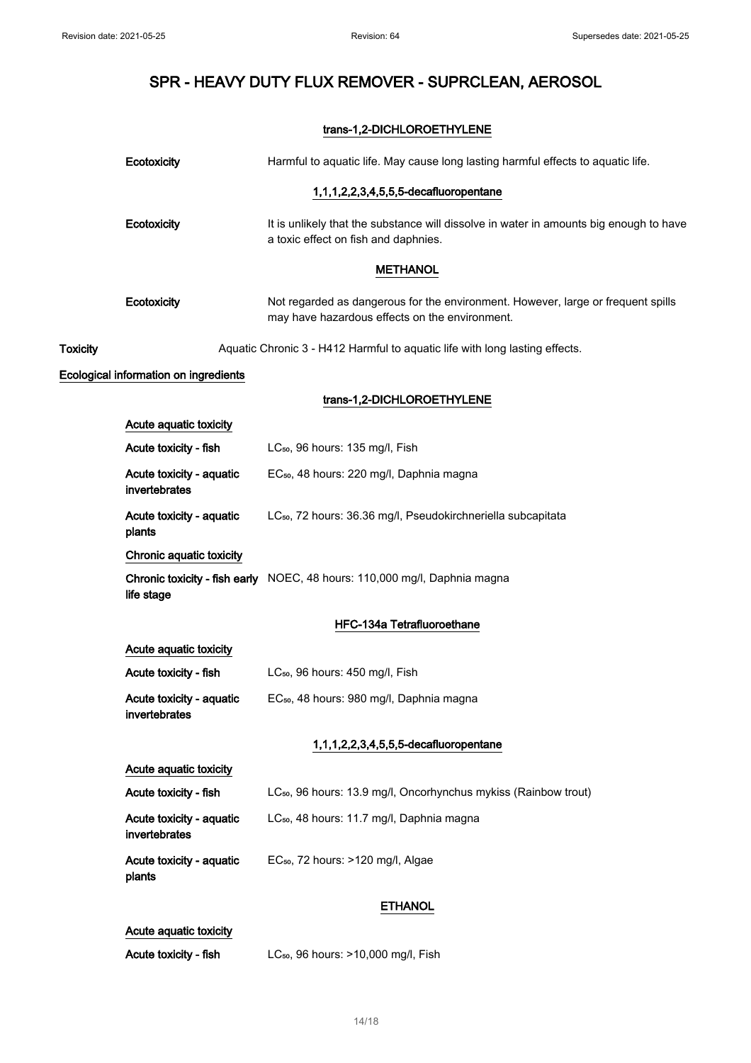#### trans-1,2-DICHLOROETHYLENE

| | |
|---|---|
| **Ecotoxicity** | Harmful to aquatic life. May cause long lasting harmful effects to aquatic life. |

#### 1,1,1,2,2,3,4,5,5,5-decafluoropentane

| | |
|---|---|
| **Ecotoxicity** | It is unlikely that the substance will dissolve in water in amounts big enough to have a toxic effect on fish and daphnies. |

#### METHANOL

| | |
|---|---|
| **Ecotoxicity** | Not regarded as dangerous for the environment. However, large or frequent spills may have hazardous effects on the environment. |

**Toxicity** Aquatic Chronic 3 - H412 Harmful to aquatic life with long lasting effects.

### Ecological information on ingredients

#### trans-1,2-DICHLOROETHYLENE

**Acute aquatic toxicity**

| | |
|---|---|
| **Acute toxicity - fish** | $LC_{50}$, 96 hours: 135 mg/l, Fish |
| **Acute toxicity - aquatic invertebrates** | $EC_{50}$, 48 hours: 220 mg/l, Daphnia magna |
| **Acute toxicity - aquatic plants** | $LC_{50}$, 72 hours: 36.36 mg/l, Pseudokirchneriella subcapitata |

**Chronic aquatic toxicity**

| | |
|---|---|
| **Chronic toxicity - fish early life stage** | NOEC, 48 hours: 110,000 mg/l, Daphnia magna |

#### HFC-134a Tetrafluoroethane

**Acute aquatic toxicity**

| | |
|---|---|
| **Acute toxicity - fish** | $LC_{50}$, 96 hours: 450 mg/l, Fish |
| **Acute toxicity - aquatic invertebrates** | $EC_{50}$, 48 hours: 980 mg/l, Daphnia magna |

#### 1,1,1,2,2,3,4,5,5,5-decafluoropentane

**Acute aquatic toxicity**

| | |
|---|---|
| **Acute toxicity - fish** | $LC_{50}$, 96 hours: 13.9 mg/l, Oncorhynchus mykiss (Rainbow trout) |
| **Acute toxicity - aquatic invertebrates** | $LC_{50}$, 48 hours: 11.7 mg/l, Daphnia magna |
| **Acute toxicity - aquatic plants** | $EC_{50}$, 72 hours: >120 mg/l, Algae |

#### ETHANOL

**Acute aquatic toxicity**

| | |
|---|---|
| **Acute toxicity - fish** | $LC_{50}$, 96 hours: >10,000 mg/l, Fish |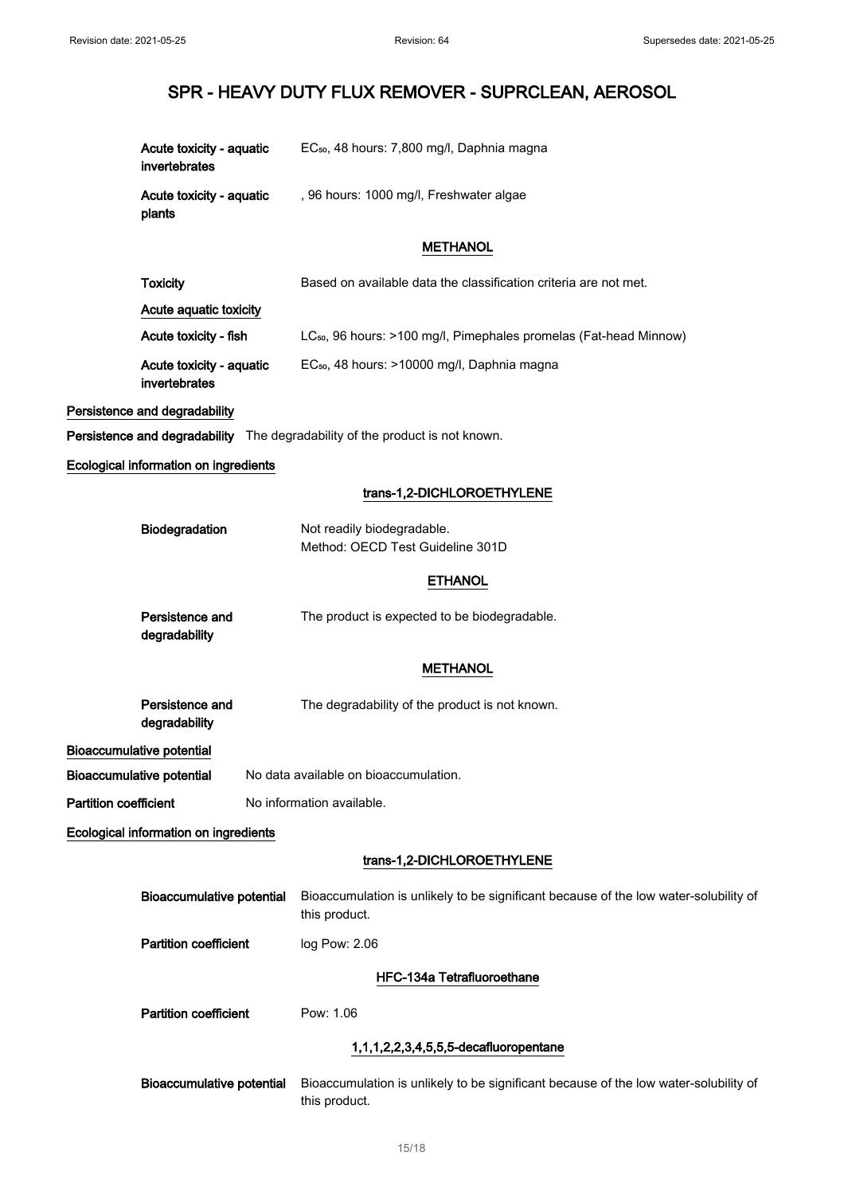# SPR - HEAVY DUTY FLUX REMOVER - SUPRCLEAN, AEROSOL

| | |
|---|---|
| Acute toxicity - aquatic invertebrates | $EC_{50}$, 48 hours: 7,800 mg/l, Daphnia magna |
| Acute toxicity - aquatic plants | , 96 hours: 1000 mg/l, Freshwater algae |

**METHANOL**

| | |
|---|---|
| Toxicity | Based on available data the classification criteria are not met. |
| Acute aquatic toxicity | |
| Acute toxicity - fish | $LC_{50}$, 96 hours: >100 mg/l, Pimephales promelas (Fat-head Minnow) |
| Acute toxicity - aquatic invertebrates | $EC_{50}$, 48 hours: >10000 mg/l, Daphnia magna |

**Persistence and degradability**

**Persistence and degradability** The degradability of the product is not known.

**Ecological information on ingredients**

**trans-1,2-DICHLOROETHYLENE**

| | |
|---|---|
| Biodegradation | Not readily biodegradable.<br>Method: OECD Test Guideline 301D |

**ETHANOL**

| | |
|---|---|
| Persistence and degradability | The product is expected to be biodegradable. |

**METHANOL**

| | |
|---|---|
| Persistence and degradability | The degradability of the product is not known. |

**Bioaccumulative potential**

**Bioaccumulative potential** No data available on bioaccumulation.

**Partition coefficient** No information available.

**Ecological information on ingredients**

**trans-1,2-DICHLOROETHYLENE**

| | |
|---|---|
| Bioaccumulative potential | Bioaccumulation is unlikely to be significant because of the low water-solubility of this product. |
| Partition coefficient | log Pow: 2.06 |

**HFC-134a Tetrafluoroethane**

| | |
|---|---|
| Partition coefficient | Pow: 1.06 |

**1,1,1,2,2,3,4,5,5,5-decafluoropentane**

| | |
|---|---|
| Bioaccumulative potential | Bioaccumulation is unlikely to be significant because of the low water-solubility of this product. |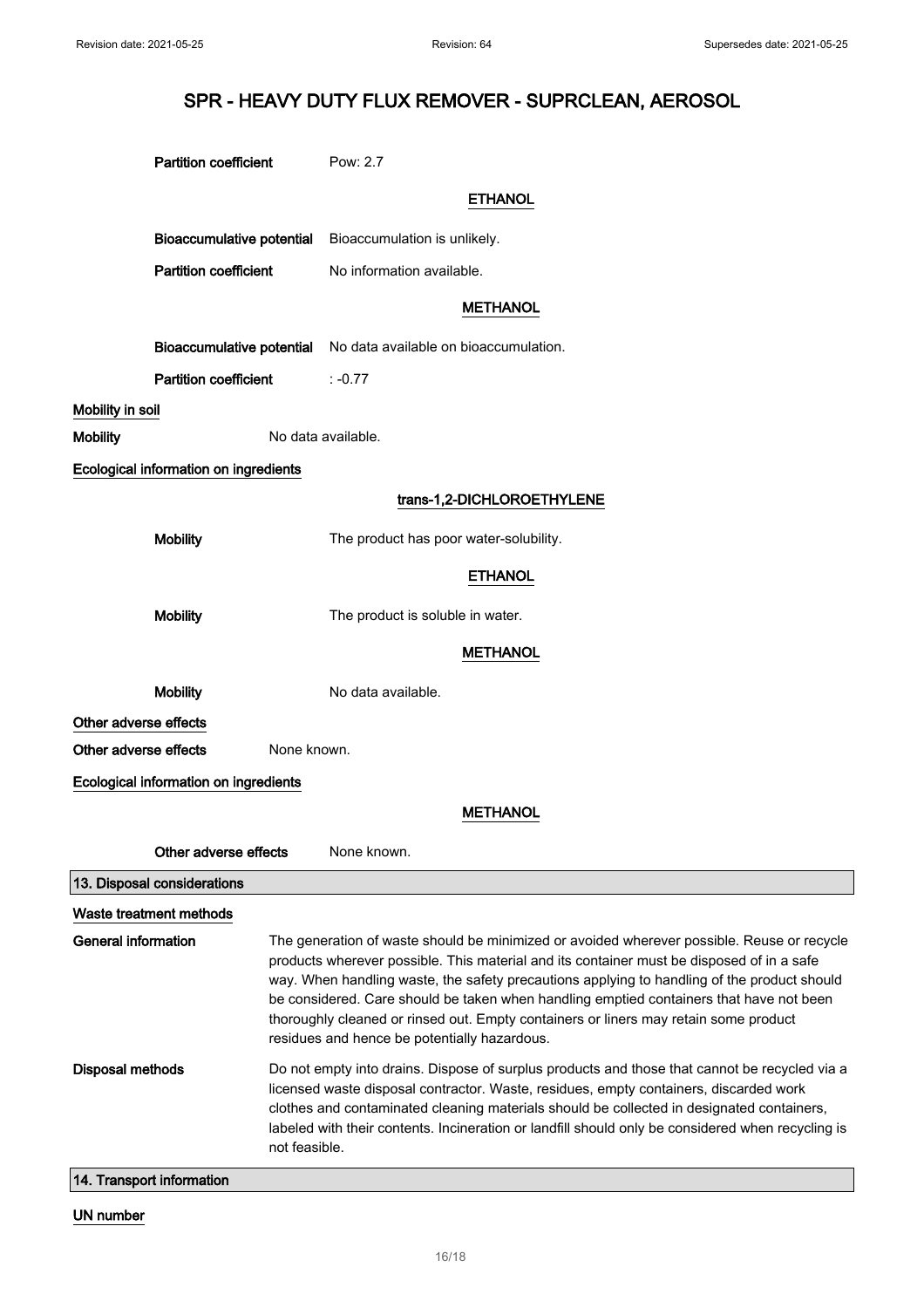| | |
|---|---|
| **Partition coefficient** | Pow: 2.7 |

**ETHANOL**

| | |
|---|---|
| **Bioaccumulative potential** | Bioaccumulation is unlikely. |
| **Partition coefficient** | No information available. |

**METHANOL**

| | |
|---|---|
| **Bioaccumulative potential** | No data available on bioaccumulation. |
| **Partition coefficient** | : -0.77 |

**Mobility in soil**

**Mobility** No data available.

**Ecological information on ingredients**

**trans-1,2-DICHLOROETHYLENE**

**Mobility** The product has poor water-solubility.

**ETHANOL**

**Mobility** The product is soluble in water.

**METHANOL**

**Mobility** No data available.

**Other adverse effects**

**Other adverse effects** None known.

**Ecological information on ingredients**

**METHANOL**

**Other adverse effects** None known.

## 13. Disposal considerations

**Waste treatment methods**

**General information** The generation of waste should be minimized or avoided wherever possible. Reuse or recycle products wherever possible. This material and its container must be disposed of in a safe way. When handling waste, the safety precautions applying to handling of the product should be considered. Care should be taken when handling emptied containers that have not been thoroughly cleaned or rinsed out. Empty containers or liners may retain some product residues and hence be potentially hazardous.

**Disposal methods** Do not empty into drains. Dispose of surplus products and those that cannot be recycled via a licensed waste disposal contractor. Waste, residues, empty containers, discarded work clothes and contaminated cleaning materials should be collected in designated containers, labeled with their contents. Incineration or landfill should only be considered when recycling is not feasible.

## 14. Transport information

**UN number**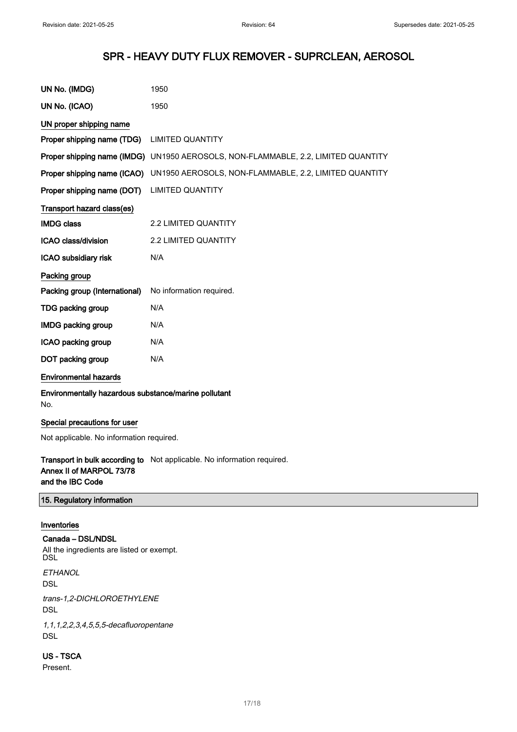# SPR - HEAVY DUTY FLUX REMOVER - SUPRCLEAN, AEROSOL

| | |
|---|---|
| **UN No. (IMDG)** | 1950 |
| **UN No. (ICAO)** | 1950 |

**UN proper shipping name**

| | |
|---|---|
| **Proper shipping name (TDG)** | LIMITED QUANTITY |
| **Proper shipping name (IMDG)** | UN1950 AEROSOLS, NON-FLAMMABLE, 2.2, LIMITED QUANTITY |
| **Proper shipping name (ICAO)** | UN1950 AEROSOLS, NON-FLAMMABLE, 2.2, LIMITED QUANTITY |
| **Proper shipping name (DOT)** | LIMITED QUANTITY |

**Transport hazard class(es)**

| | |
|---|---|
| **IMDG class** | 2.2 LIMITED QUANTITY |
| **ICAO class/division** | 2.2 LIMITED QUANTITY |
| **ICAO subsidiary risk** | N/A |

**Packing group**

| | |
|---|---|
| **Packing group (International)** | No information required. |
| **TDG packing group** | N/A |
| **IMDG packing group** | N/A |
| **ICAO packing group** | N/A |
| **DOT packing group** | N/A |

**Environmental hazards**

**Environmentally hazardous substance/marine pollutant**

No.

**Special precautions for user**

Not applicable. No information required.

**Transport in bulk according to Annex II of MARPOL 73/78 and the IBC Code** Not applicable. No information required.

## 15. Regulatory information

**Inventories**

**Canada – DSL/NDSL**

All the ingredients are listed or exempt.
DSL

*ETHANOL*
DSL

*trans-1,2-DICHLOROETHYLENE*
DSL

*1,1,1,2,2,3,4,5,5,5-decafluoropentane*
DSL

**US - TSCA**

Present.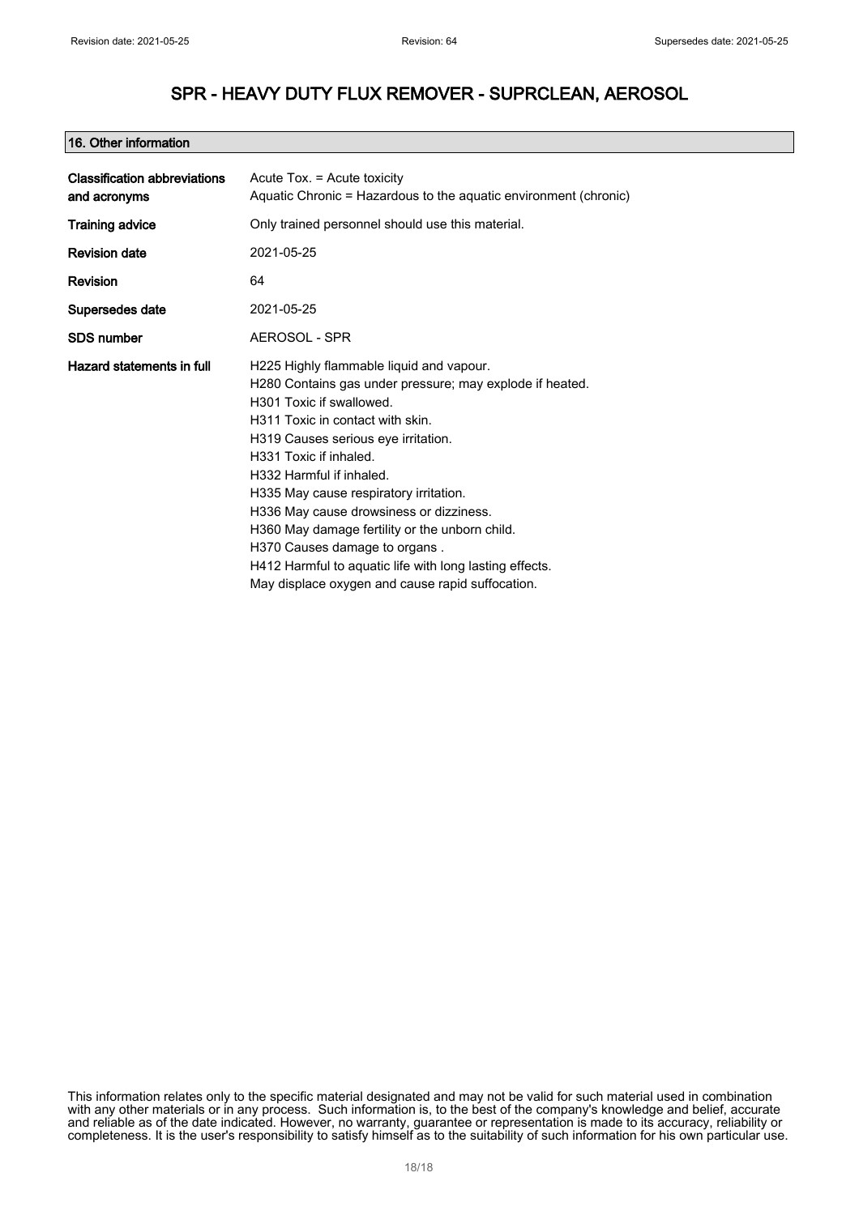# SPR - HEAVY DUTY FLUX REMOVER - SUPRCLEAN, AEROSOL

## 16. Other information

| | |
|---|---|
| **Classification abbreviations and acronyms** | Acute Tox. = Acute toxicity<br>Aquatic Chronic = Hazardous to the aquatic environment (chronic) |
| **Training advice** | Only trained personnel should use this material. |
| **Revision date** | 2021-05-25 |
| **Revision** | 64 |
| **Supersedes date** | 2021-05-25 |
| **SDS number** | AEROSOL - SPR |
| **Hazard statements in full** | H225 Highly flammable liquid and vapour.<br>H280 Contains gas under pressure; may explode if heated.<br>H301 Toxic if swallowed.<br>H311 Toxic in contact with skin.<br>H319 Causes serious eye irritation.<br>H331 Toxic if inhaled.<br>H332 Harmful if inhaled.<br>H335 May cause respiratory irritation.<br>H336 May cause drowsiness or dizziness.<br>H360 May damage fertility or the unborn child.<br>H370 Causes damage to organs .<br>H412 Harmful to aquatic life with long lasting effects.<br>May displace oxygen and cause rapid suffocation. |

This information relates only to the specific material designated and may not be valid for such material used in combination with any other materials or in any process. Such information is, to the best of the company's knowledge and belief, accurate and reliable as of the date indicated. However, no warranty, guarantee or representation is made to its accuracy, reliability or completeness. It is the user's responsibility to satisfy himself as to the suitability of such information for his own particular use.